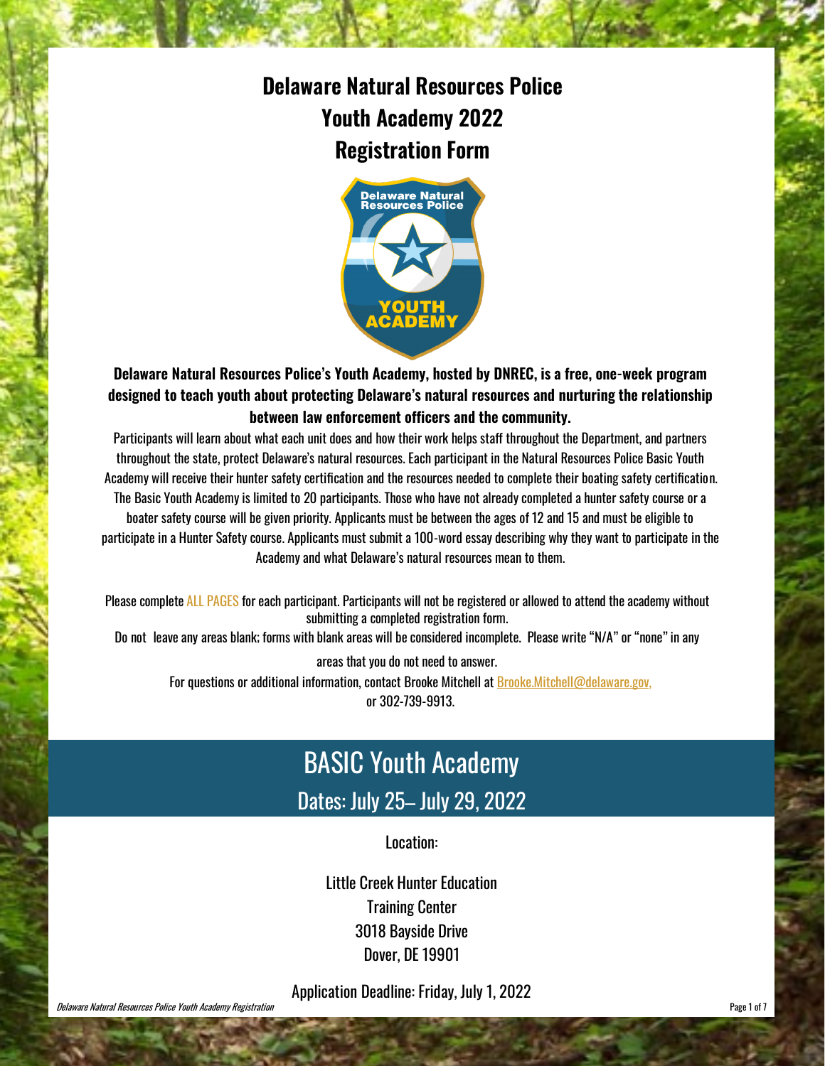# Delaware Natural Resources Police
# Youth Academy 2022
# Registration Form

**Delaware Natural Resources Police's Youth Academy, hosted by DNREC, is a free, one-week program designed to teach youth about protecting Delaware's natural resources and nurturing the relationship between law enforcement officers and the community.**

Participants will learn about what each unit does and how their work helps staff throughout the Department, and partners throughout the state, protect Delaware's natural resources. Each participant in the Natural Resources Police Basic Youth Academy will receive their hunter safety certification and the resources needed to complete their boating safety certification. The Basic Youth Academy is limited to 20 participants. Those who have not already completed a hunter safety course or a boater safety course will be given priority. Applicants must be between the ages of 12 and 15 and must be eligible to participate in a Hunter Safety course. Applicants must submit a 100-word essay describing why they want to participate in the Academy and what Delaware's natural resources mean to them.

Please complete ALL PAGES for each participant. Participants will not be registered or allowed to attend the academy without submitting a completed registration form.

Do not leave any areas blank; forms with blank areas will be considered incomplete. Please write "N/A" or "none" in any areas that you do not need to answer.

For questions or additional information, contact Brooke Mitchell at Brooke.Mitchell@delaware.gov, or 302-739-9913.

## BASIC Youth Academy

### Dates: July 25– July 29, 2022

Location:

Little Creek Hunter Education
Training Center
3018 Bayside Drive
Dover, DE 19901

Application Deadline: Friday, July 1, 2022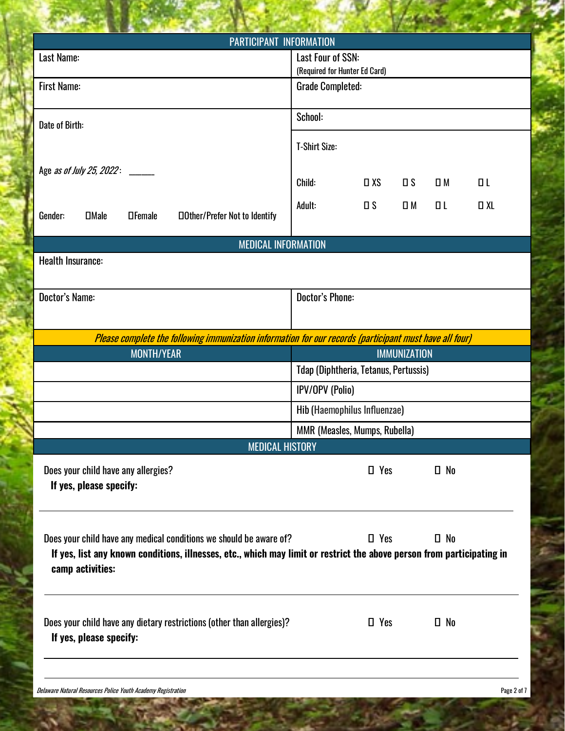## PARTICIPANT INFORMATION

| | |
|---|---|
| Last Name: | Last Four of SSN: (Required for Hunter Ed Card) |
| First Name: | Grade Completed: |
| Date of Birth: | School: |
| Age *as of July 25, 2022*: _____ | T-Shirt Size: Child: ☐ XS ☐ S ☐ M ☐ L Adult: ☐ S ☐ M ☐ L ☐ XL |
| Gender: ☐Male ☐Female ☐Other/Prefer Not to Identify | |

## MEDICAL INFORMATION

| | |
|---|---|
| Health Insurance: | |
| Doctor's Name: | Doctor's Phone: |

***Please complete the following immunization information for our records (participant must have all four)***

| MONTH/YEAR | IMMUNIZATION |
|---|---|
| | Tdap (Diphtheria, Tetanus, Pertussis) |
| | IPV/OPV (Polio) |
| | Hib (Haemophilus Influenzae) |
| | MMR (Measles, Mumps, Rubella) |

## MEDICAL HISTORY

Does your child have any allergies? ☐ Yes ☐ No

**If yes, please specify:**

______________________________________________________________________

Does your child have any medical conditions we should be aware of? ☐ Yes ☐ No

**If yes, list any known conditions, illnesses, etc., which may limit or restrict the above person from participating in camp activities:**

______________________________________________________________________

Does your child have any dietary restrictions (other than allergies)? ☐ Yes ☐ No

**If yes, please specify:**

______________________________________________________________________

______________________________________________________________________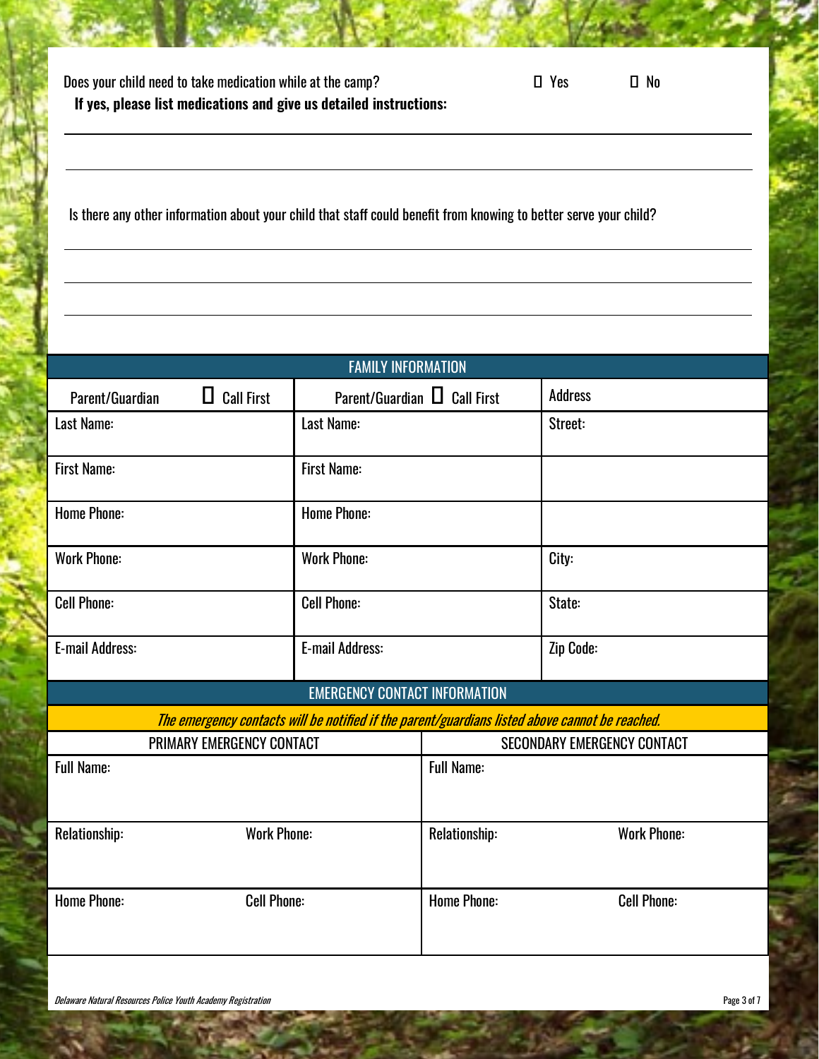Does your child need to take medication while at the camp? ☐ Yes ☐ No

**If yes, please list medications and give us detailed instructions:**

Is there any other information about your child that staff could benefit from knowing to better serve your child?

| FAMILY INFORMATION | | |
|---|---|---|
| Parent/Guardian ☐ Call First | Parent/Guardian ☐ Call First | Address |
| Last Name: | Last Name: | Street: |
| First Name: | First Name: | |
| Home Phone: | Home Phone: | |
| Work Phone: | Work Phone: | City: |
| Cell Phone: | Cell Phone: | State: |
| E-mail Address: | E-mail Address: | Zip Code: |

| EMERGENCY CONTACT INFORMATION | | | |
|---|---|---|---|
| *The emergency contacts will be notified if the parent/guardians listed above cannot be reached.* | | | |
| PRIMARY EMERGENCY CONTACT | | SECONDARY EMERGENCY CONTACT | |
| Full Name: | | Full Name: | |
| Relationship: | Work Phone: | Relationship: | Work Phone: |
| Home Phone: | Cell Phone: | Home Phone: | Cell Phone: |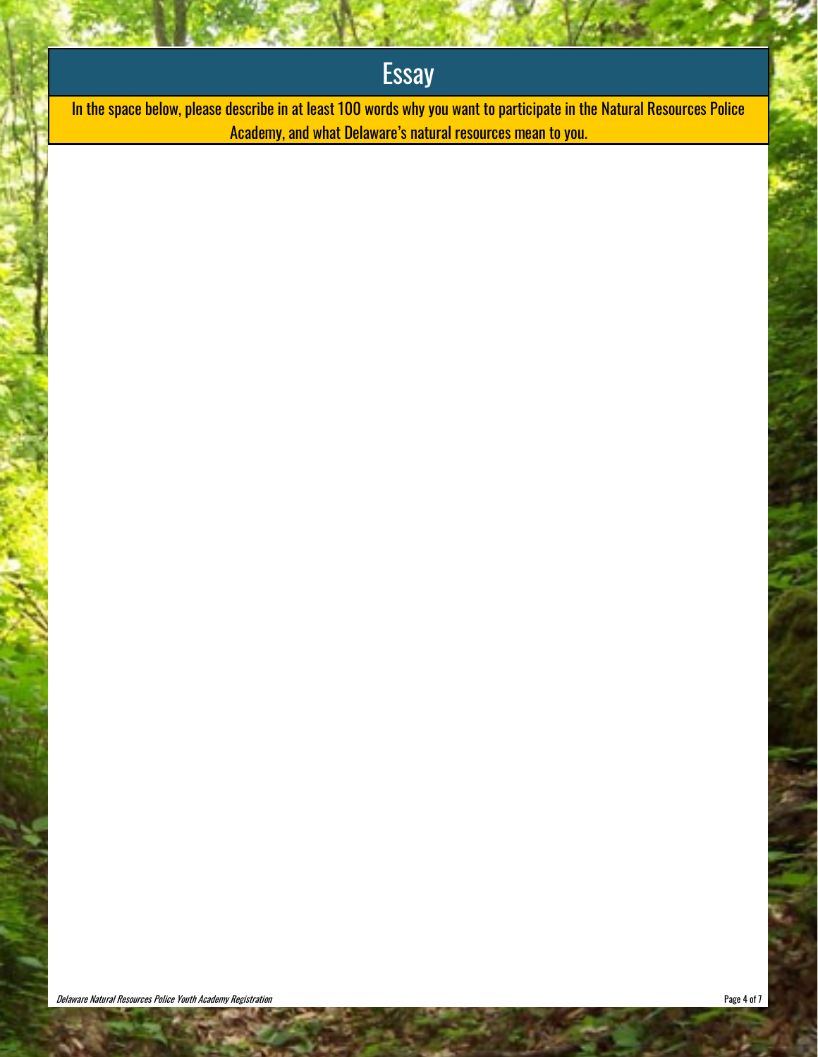# Essay

In the space below, please describe in at least 100 words why you want to participate in the Natural Resources Police Academy, and what Delaware's natural resources mean to you.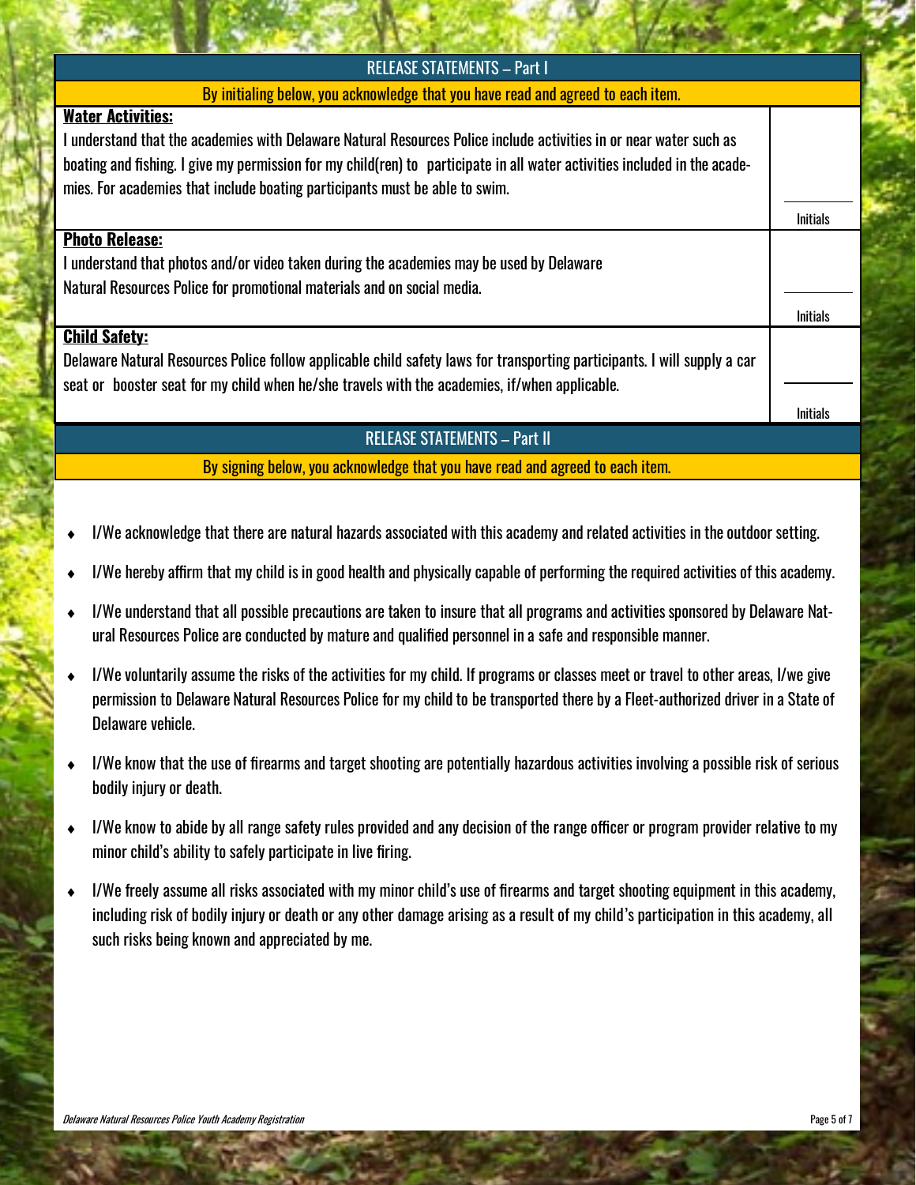## RELEASE STATEMENTS – Part I

By initialing below, you acknowledge that you have read and agreed to each item.

| | |
|---|---|
| **Water Activities:**<br>I understand that the academies with Delaware Natural Resources Police include activities in or near water such as boating and fishing. I give my permission for my child(ren) to participate in all water activities included in the academies. For academies that include boating participants must be able to swim. | ________<br>Initials |
| **Photo Release:**<br>I understand that photos and/or video taken during the academies may be used by Delaware Natural Resources Police for promotional materials and on social media. | ________<br>Initials |
| **Child Safety:**<br>Delaware Natural Resources Police follow applicable child safety laws for transporting participants. I will supply a car seat or booster seat for my child when he/she travels with the academies, if/when applicable. | ________<br>Initials |

## RELEASE STATEMENTS – Part II

By signing below, you acknowledge that you have read and agreed to each item.

- I/We acknowledge that there are natural hazards associated with this academy and related activities in the outdoor setting.
- I/We hereby affirm that my child is in good health and physically capable of performing the required activities of this academy.
- I/We understand that all possible precautions are taken to insure that all programs and activities sponsored by Delaware Natural Resources Police are conducted by mature and qualified personnel in a safe and responsible manner.
- I/We voluntarily assume the risks of the activities for my child. If programs or classes meet or travel to other areas, I/we give permission to Delaware Natural Resources Police for my child to be transported there by a Fleet-authorized driver in a State of Delaware vehicle.
- I/We know that the use of firearms and target shooting are potentially hazardous activities involving a possible risk of serious bodily injury or death.
- I/We know to abide by all range safety rules provided and any decision of the range officer or program provider relative to my minor child's ability to safely participate in live firing.
- I/We freely assume all risks associated with my minor child's use of firearms and target shooting equipment in this academy, including risk of bodily injury or death or any other damage arising as a result of my child's participation in this academy, all such risks being known and appreciated by me.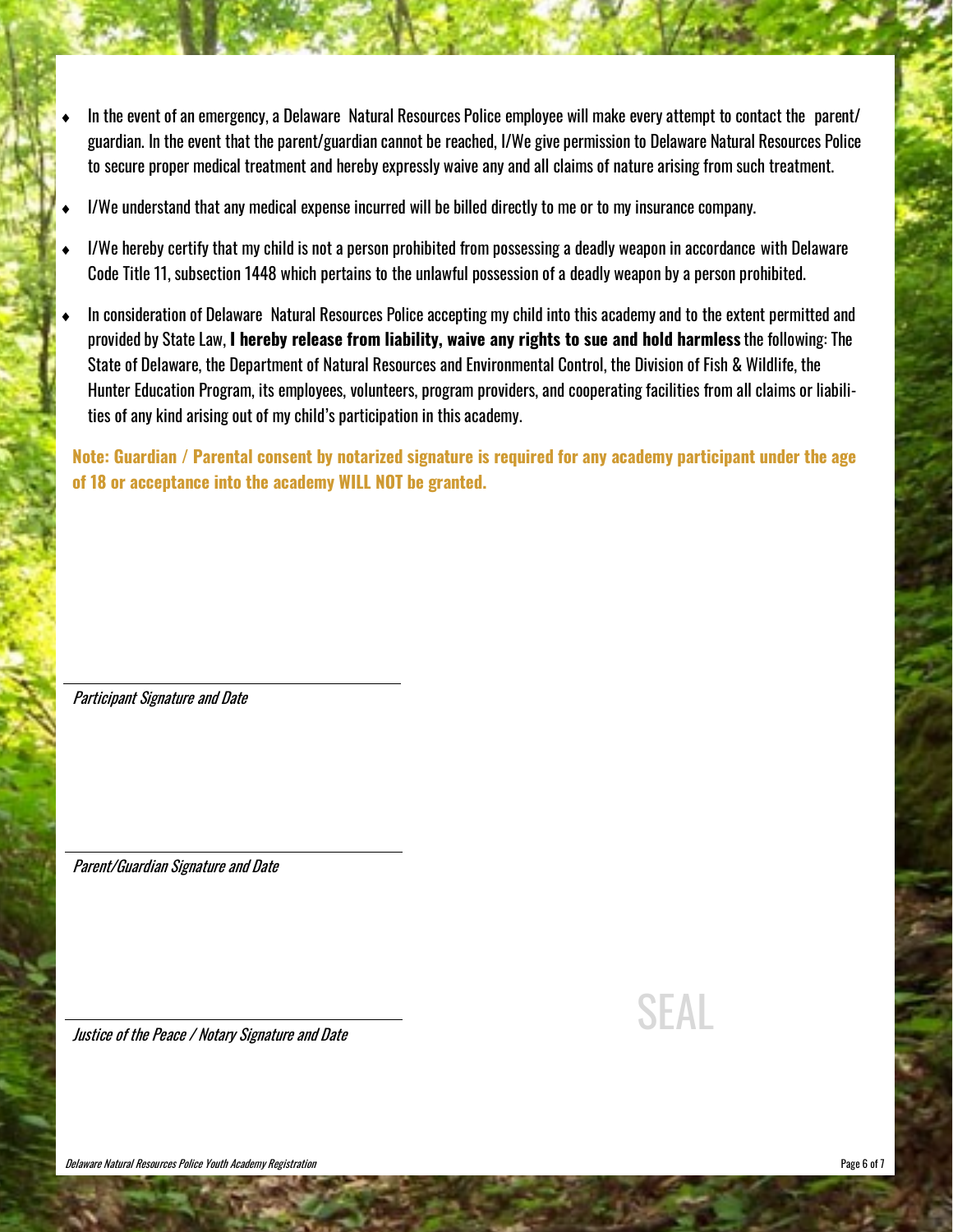- In the event of an emergency, a Delaware Natural Resources Police employee will make every attempt to contact the parent/guardian. In the event that the parent/guardian cannot be reached, I/We give permission to Delaware Natural Resources Police to secure proper medical treatment and hereby expressly waive any and all claims of nature arising from such treatment.
- I/We understand that any medical expense incurred will be billed directly to me or to my insurance company.
- I/We hereby certify that my child is not a person prohibited from possessing a deadly weapon in accordance with Delaware Code Title 11, subsection 1448 which pertains to the unlawful possession of a deadly weapon by a person prohibited.
- In consideration of Delaware Natural Resources Police accepting my child into this academy and to the extent permitted and provided by State Law, **I hereby release from liability, waive any rights to sue and hold harmless** the following: The State of Delaware, the Department of Natural Resources and Environmental Control, the Division of Fish & Wildlife, the Hunter Education Program, its employees, volunteers, program providers, and cooperating facilities from all claims or liabilities of any kind arising out of my child's participation in this academy.

**Note: Guardian / Parental consent by notarized signature is required for any academy participant under the age of 18 or acceptance into the academy WILL NOT be granted.**

\_\_\_\_\_\_\_\_\_\_\_\_\_\_\_\_\_\_\_\_\_\_\_\_\_\_\_\_\_\_\_\_\_\_\_\_

*Participant Signature and Date*

\_\_\_\_\_\_\_\_\_\_\_\_\_\_\_\_\_\_\_\_\_\_\_\_\_\_\_\_\_\_\_\_\_\_\_\_

*Parent/Guardian Signature and Date*

\_\_\_\_\_\_\_\_\_\_\_\_\_\_\_\_\_\_\_\_\_\_\_\_\_\_\_\_\_\_\_\_\_\_\_\_

*Justice of the Peace / Notary Signature and Date*

SEAL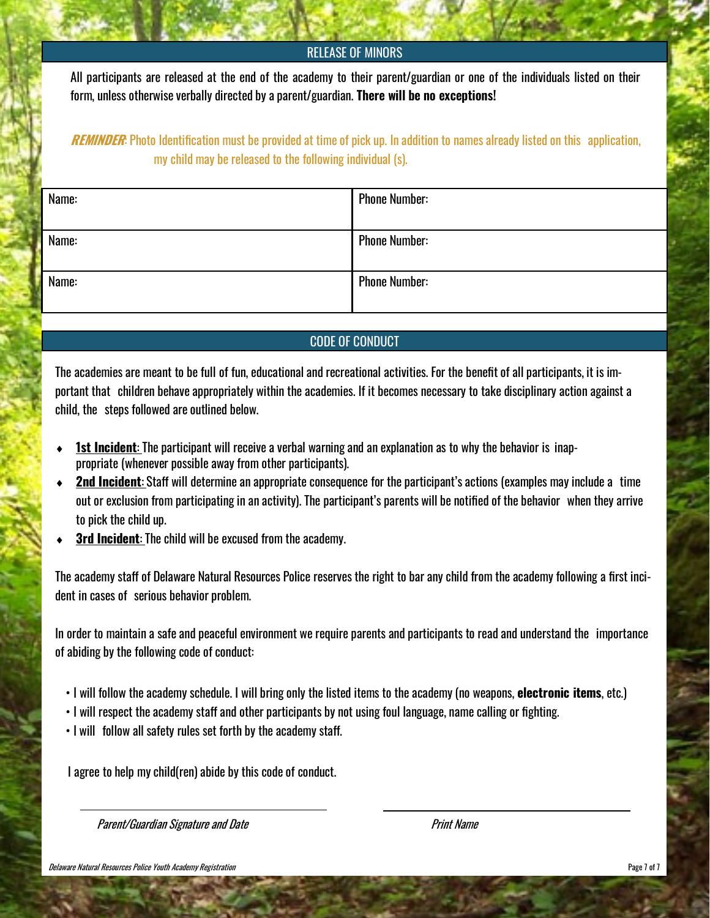## RELEASE OF MINORS

All participants are released at the end of the academy to their parent/guardian or one of the individuals listed on their form, unless otherwise verbally directed by a parent/guardian. **There will be no exceptions!**

***REMINDER***: Photo Identification must be provided at time of pick up. In addition to names already listed on this application, my child may be released to the following individual (s).

| | |
|---|---|
| Name: | Phone Number: |
| Name: | Phone Number: |
| Name: | Phone Number: |

## CODE OF CONDUCT

The academies are meant to be full of fun, educational and recreational activities. For the benefit of all participants, it is important that children behave appropriately within the academies. If it becomes necessary to take disciplinary action against a child, the steps followed are outlined below.

- **1st Incident**: The participant will receive a verbal warning and an explanation as to why the behavior is inappropriate (whenever possible away from other participants).
- **2nd Incident**: Staff will determine an appropriate consequence for the participant's actions (examples may include a time out or exclusion from participating in an activity). The participant's parents will be notified of the behavior when they arrive to pick the child up.
- **3rd Incident**: The child will be excused from the academy.

The academy staff of Delaware Natural Resources Police reserves the right to bar any child from the academy following a first incident in cases of serious behavior problem.

In order to maintain a safe and peaceful environment we require parents and participants to read and understand the importance of abiding by the following code of conduct:

- I will follow the academy schedule. I will bring only the listed items to the academy (no weapons, **electronic items**, etc.)
- I will respect the academy staff and other participants by not using foul language, name calling or fighting.
- I will follow all safety rules set forth by the academy staff.

I agree to help my child(ren) abide by this code of conduct.

_______________________________ _______________________________

*Parent/Guardian Signature and Date* *Print Name*